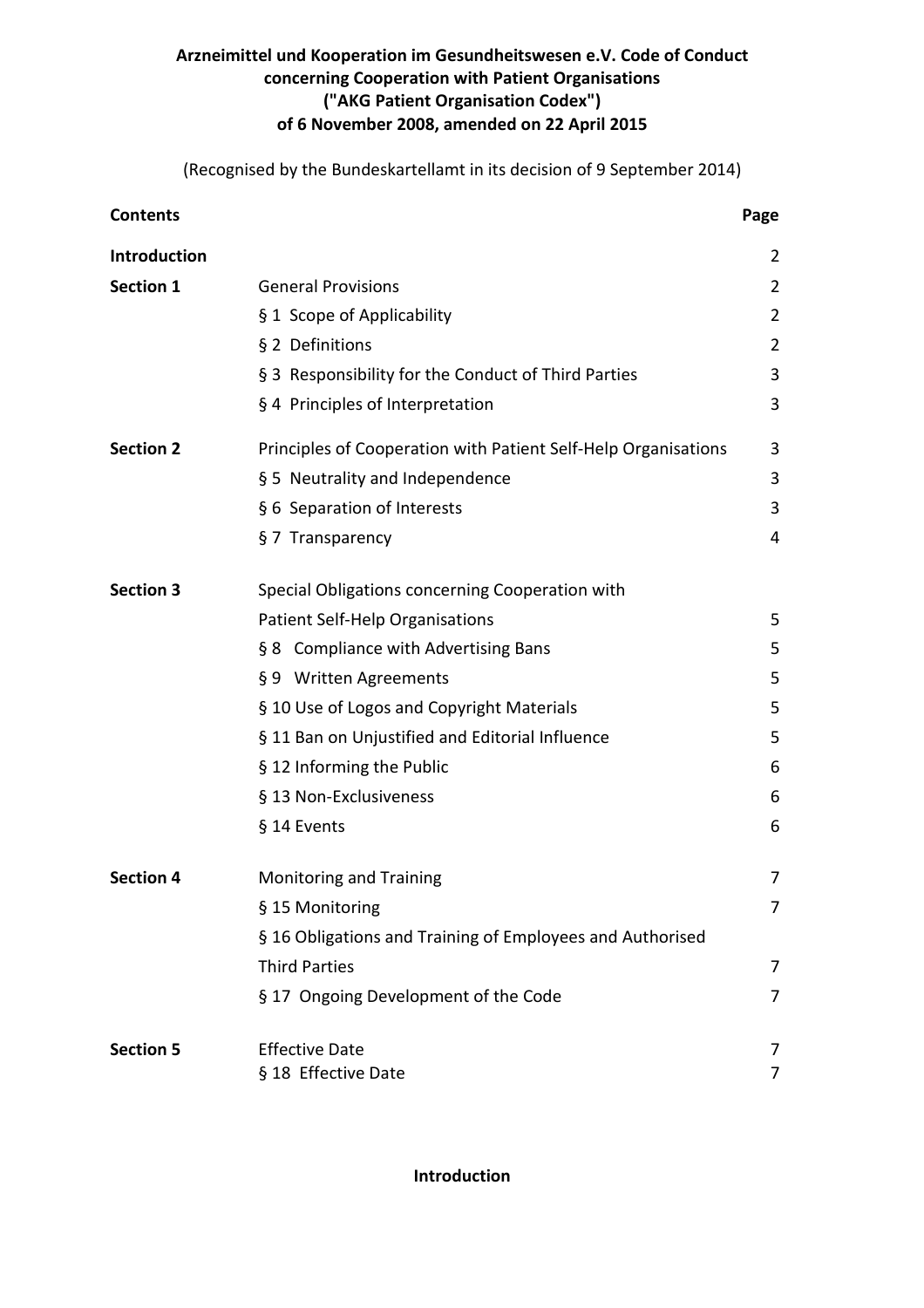# Arzneimittel und Kooperation im Gesundheitswesen e.V. Code of Conduct concerning Cooperation with Patient Organisations ("AKG Patient Organisation Codex") of 6 November 2008, amended on 22 April 2015

(Recognised by the Bundeskartellamt in its decision of 9 September 2014)

| **Contents** | | **Page** |
|---|---|---|
| **Introduction** | | 2 |
| **Section 1** | General Provisions | 2 |
| | § 1 Scope of Applicability | 2 |
| | § 2 Definitions | 2 |
| | § 3 Responsibility for the Conduct of Third Parties | 3 |
| | § 4 Principles of Interpretation | 3 |
| **Section 2** | Principles of Cooperation with Patient Self-Help Organisations | 3 |
| | § 5 Neutrality and Independence | 3 |
| | § 6 Separation of Interests | 3 |
| | § 7 Transparency | 4 |
| **Section 3** | Special Obligations concerning Cooperation with Patient Self-Help Organisations | 5 |
| | § 8 Compliance with Advertising Bans | 5 |
| | § 9 Written Agreements | 5 |
| | § 10 Use of Logos and Copyright Materials | 5 |
| | § 11 Ban on Unjustified and Editorial Influence | 5 |
| | § 12 Informing the Public | 6 |
| | § 13 Non-Exclusiveness | 6 |
| | § 14 Events | 6 |
| **Section 4** | Monitoring and Training | 7 |
| | § 15 Monitoring | 7 |
| | § 16 Obligations and Training of Employees and Authorised Third Parties | 7 |
| | § 17 Ongoing Development of the Code | 7 |
| **Section 5** | Effective Date | 7 |
| | § 18 Effective Date | 7 |

## Introduction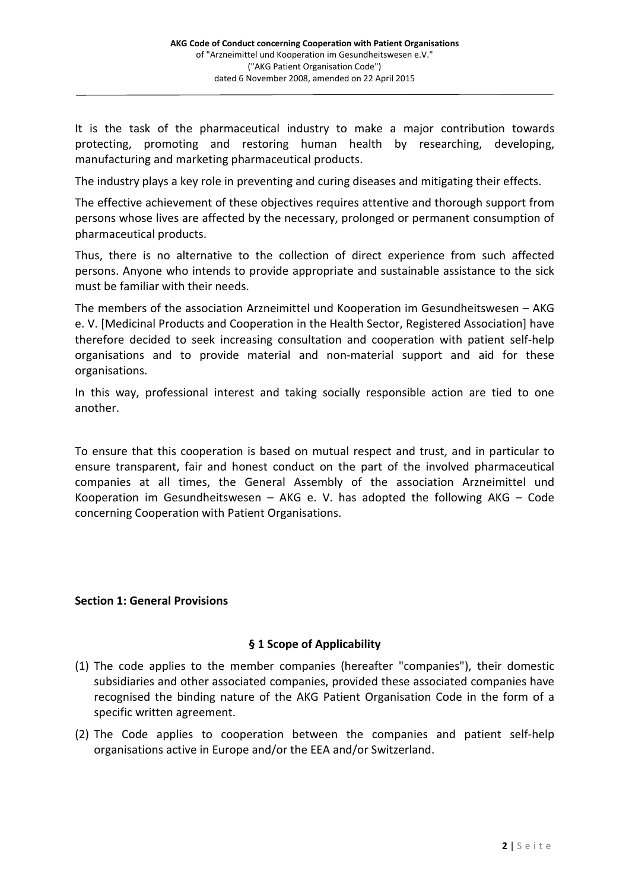It is the task of the pharmaceutical industry to make a major contribution towards protecting, promoting and restoring human health by researching, developing, manufacturing and marketing pharmaceutical products.

The industry plays a key role in preventing and curing diseases and mitigating their effects.

The effective achievement of these objectives requires attentive and thorough support from persons whose lives are affected by the necessary, prolonged or permanent consumption of pharmaceutical products.

Thus, there is no alternative to the collection of direct experience from such affected persons. Anyone who intends to provide appropriate and sustainable assistance to the sick must be familiar with their needs.

The members of the association Arzneimittel und Kooperation im Gesundheitswesen – AKG e. V. [Medicinal Products and Cooperation in the Health Sector, Registered Association] have therefore decided to seek increasing consultation and cooperation with patient self-help organisations and to provide material and non-material support and aid for these organisations.

In this way, professional interest and taking socially responsible action are tied to one another.

To ensure that this cooperation is based on mutual respect and trust, and in particular to ensure transparent, fair and honest conduct on the part of the involved pharmaceutical companies at all times, the General Assembly of the association Arzneimittel und Kooperation im Gesundheitswesen – AKG e. V. has adopted the following AKG – Code concerning Cooperation with Patient Organisations.

## Section 1: General Provisions

### § 1 Scope of Applicability

(1) The code applies to the member companies (hereafter "companies"), their domestic subsidiaries and other associated companies, provided these associated companies have recognised the binding nature of the AKG Patient Organisation Code in the form of a specific written agreement.

(2) The Code applies to cooperation between the companies and patient self-help organisations active in Europe and/or the EEA and/or Switzerland.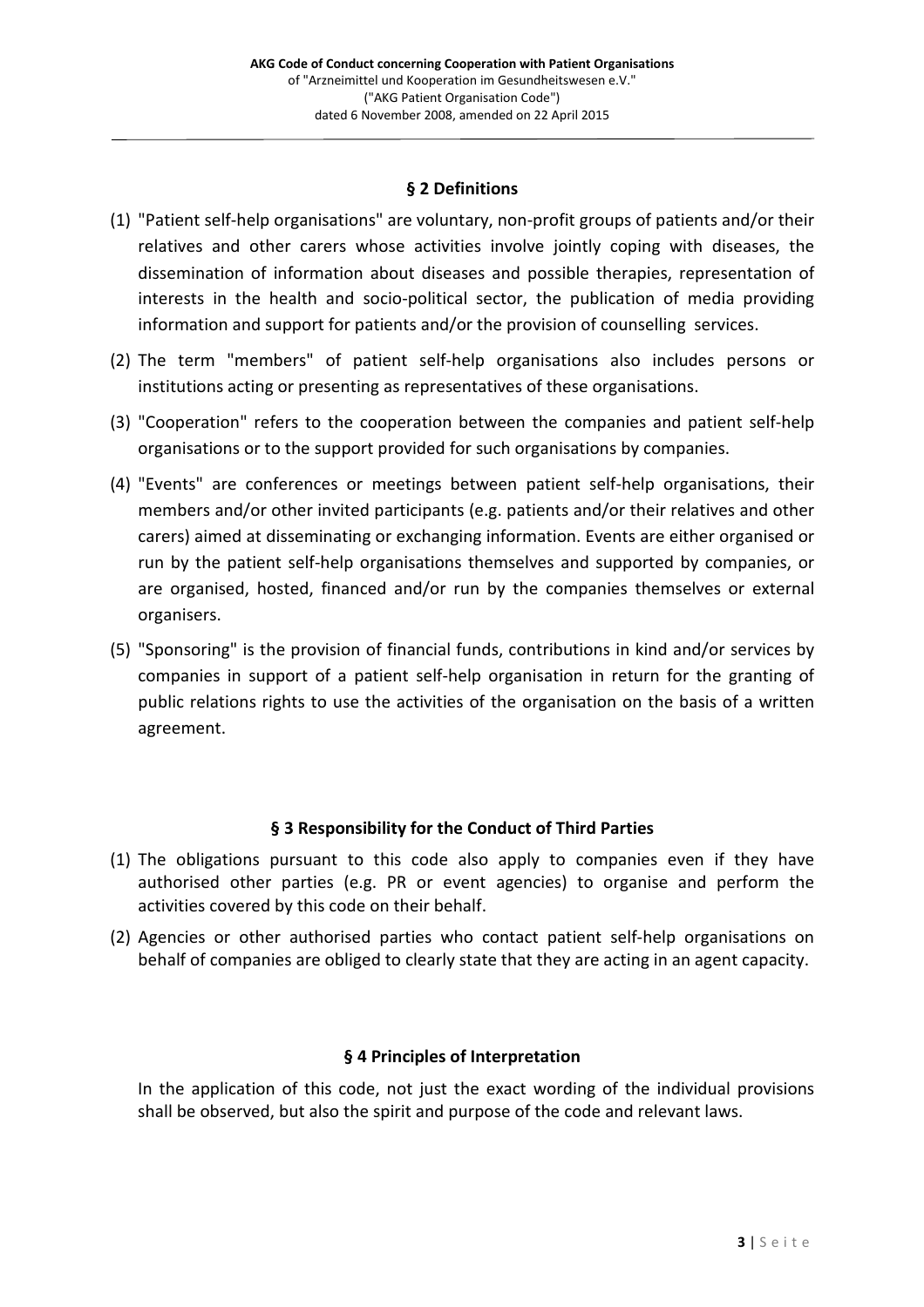## § 2 Definitions

(1) "Patient self-help organisations" are voluntary, non-profit groups of patients and/or their relatives and other carers whose activities involve jointly coping with diseases, the dissemination of information about diseases and possible therapies, representation of interests in the health and socio-political sector, the publication of media providing information and support for patients and/or the provision of counselling services.

(2) The term "members" of patient self-help organisations also includes persons or institutions acting or presenting as representatives of these organisations.

(3) "Cooperation" refers to the cooperation between the companies and patient self-help organisations or to the support provided for such organisations by companies.

(4) "Events" are conferences or meetings between patient self-help organisations, their members and/or other invited participants (e.g. patients and/or their relatives and other carers) aimed at disseminating or exchanging information. Events are either organised or run by the patient self-help organisations themselves and supported by companies, or are organised, hosted, financed and/or run by the companies themselves or external organisers.

(5) "Sponsoring" is the provision of financial funds, contributions in kind and/or services by companies in support of a patient self-help organisation in return for the granting of public relations rights to use the activities of the organisation on the basis of a written agreement.

## § 3 Responsibility for the Conduct of Third Parties

(1) The obligations pursuant to this code also apply to companies even if they have authorised other parties (e.g. PR or event agencies) to organise and perform the activities covered by this code on their behalf.

(2) Agencies or other authorised parties who contact patient self-help organisations on behalf of companies are obliged to clearly state that they are acting in an agent capacity.

## § 4 Principles of Interpretation

In the application of this code, not just the exact wording of the individual provisions shall be observed, but also the spirit and purpose of the code and relevant laws.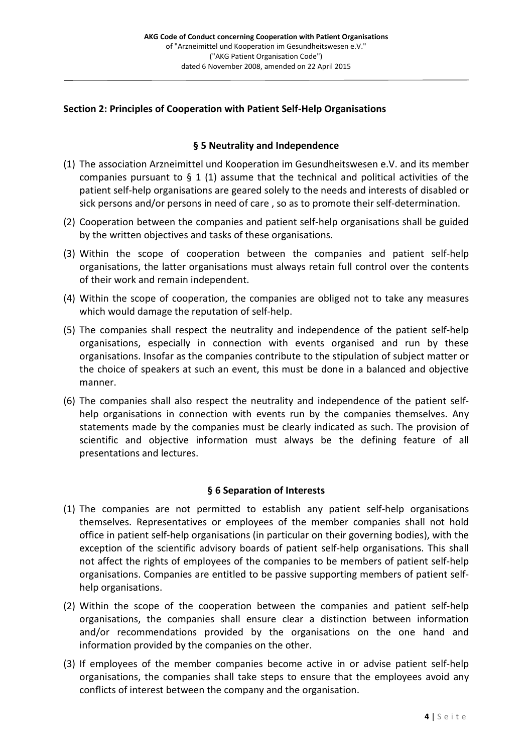## Section 2: Principles of Cooperation with Patient Self-Help Organisations

### § 5 Neutrality and Independence

(1) The association Arzneimittel und Kooperation im Gesundheitswesen e.V. and its member companies pursuant to § 1 (1) assume that the technical and political activities of the patient self-help organisations are geared solely to the needs and interests of disabled or sick persons and/or persons in need of care , so as to promote their self-determination.

(2) Cooperation between the companies and patient self-help organisations shall be guided by the written objectives and tasks of these organisations.

(3) Within the scope of cooperation between the companies and patient self-help organisations, the latter organisations must always retain full control over the contents of their work and remain independent.

(4) Within the scope of cooperation, the companies are obliged not to take any measures which would damage the reputation of self-help.

(5) The companies shall respect the neutrality and independence of the patient self-help organisations, especially in connection with events organised and run by these organisations. Insofar as the companies contribute to the stipulation of subject matter or the choice of speakers at such an event, this must be done in a balanced and objective manner.

(6) The companies shall also respect the neutrality and independence of the patient self-help organisations in connection with events run by the companies themselves. Any statements made by the companies must be clearly indicated as such. The provision of scientific and objective information must always be the defining feature of all presentations and lectures.

### § 6 Separation of Interests

(1) The companies are not permitted to establish any patient self-help organisations themselves. Representatives or employees of the member companies shall not hold office in patient self-help organisations (in particular on their governing bodies), with the exception of the scientific advisory boards of patient self-help organisations. This shall not affect the rights of employees of the companies to be members of patient self-help organisations. Companies are entitled to be passive supporting members of patient self-help organisations.

(2) Within the scope of the cooperation between the companies and patient self-help organisations, the companies shall ensure clear a distinction between information and/or recommendations provided by the organisations on the one hand and information provided by the companies on the other.

(3) If employees of the member companies become active in or advise patient self-help organisations, the companies shall take steps to ensure that the employees avoid any conflicts of interest between the company and the organisation.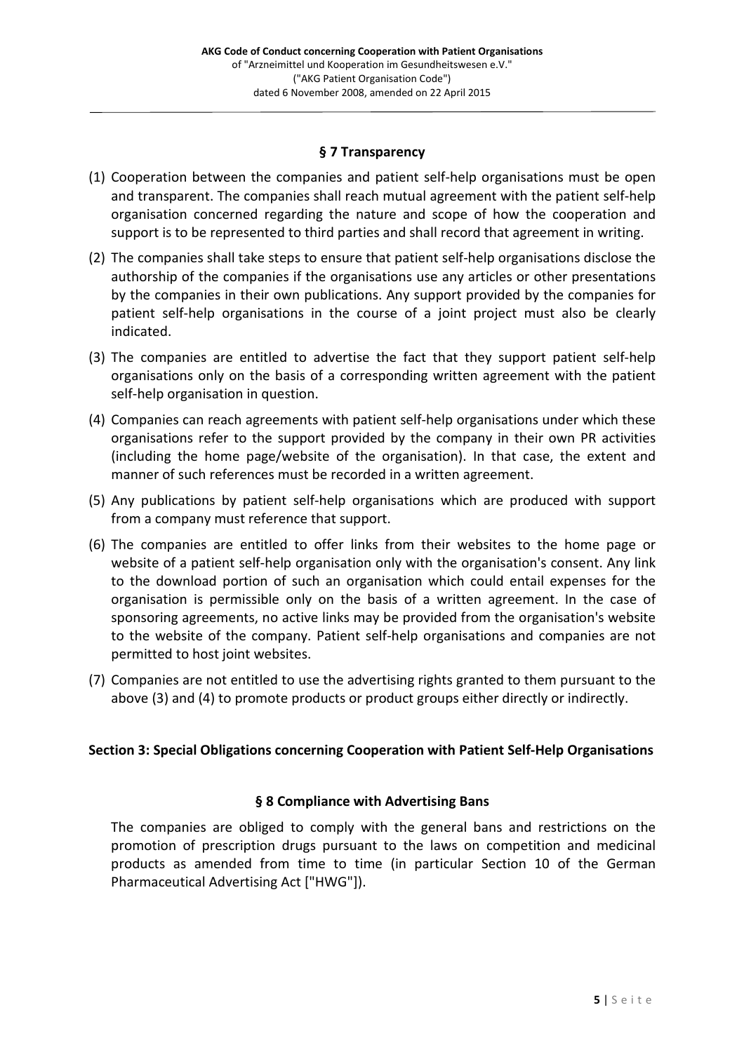### § 7 Transparency

(1) Cooperation between the companies and patient self-help organisations must be open and transparent. The companies shall reach mutual agreement with the patient self-help organisation concerned regarding the nature and scope of how the cooperation and support is to be represented to third parties and shall record that agreement in writing.

(2) The companies shall take steps to ensure that patient self-help organisations disclose the authorship of the companies if the organisations use any articles or other presentations by the companies in their own publications. Any support provided by the companies for patient self-help organisations in the course of a joint project must also be clearly indicated.

(3) The companies are entitled to advertise the fact that they support patient self-help organisations only on the basis of a corresponding written agreement with the patient self-help organisation in question.

(4) Companies can reach agreements with patient self-help organisations under which these organisations refer to the support provided by the company in their own PR activities (including the home page/website of the organisation). In that case, the extent and manner of such references must be recorded in a written agreement.

(5) Any publications by patient self-help organisations which are produced with support from a company must reference that support.

(6) The companies are entitled to offer links from their websites to the home page or website of a patient self-help organisation only with the organisation's consent. Any link to the download portion of such an organisation which could entail expenses for the organisation is permissible only on the basis of a written agreement. In the case of sponsoring agreements, no active links may be provided from the organisation's website to the website of the company. Patient self-help organisations and companies are not permitted to host joint websites.

(7) Companies are not entitled to use the advertising rights granted to them pursuant to the above (3) and (4) to promote products or product groups either directly or indirectly.

## Section 3: Special Obligations concerning Cooperation with Patient Self-Help Organisations

### § 8 Compliance with Advertising Bans

The companies are obliged to comply with the general bans and restrictions on the promotion of prescription drugs pursuant to the laws on competition and medicinal products as amended from time to time (in particular Section 10 of the German Pharmaceutical Advertising Act ["HWG"]).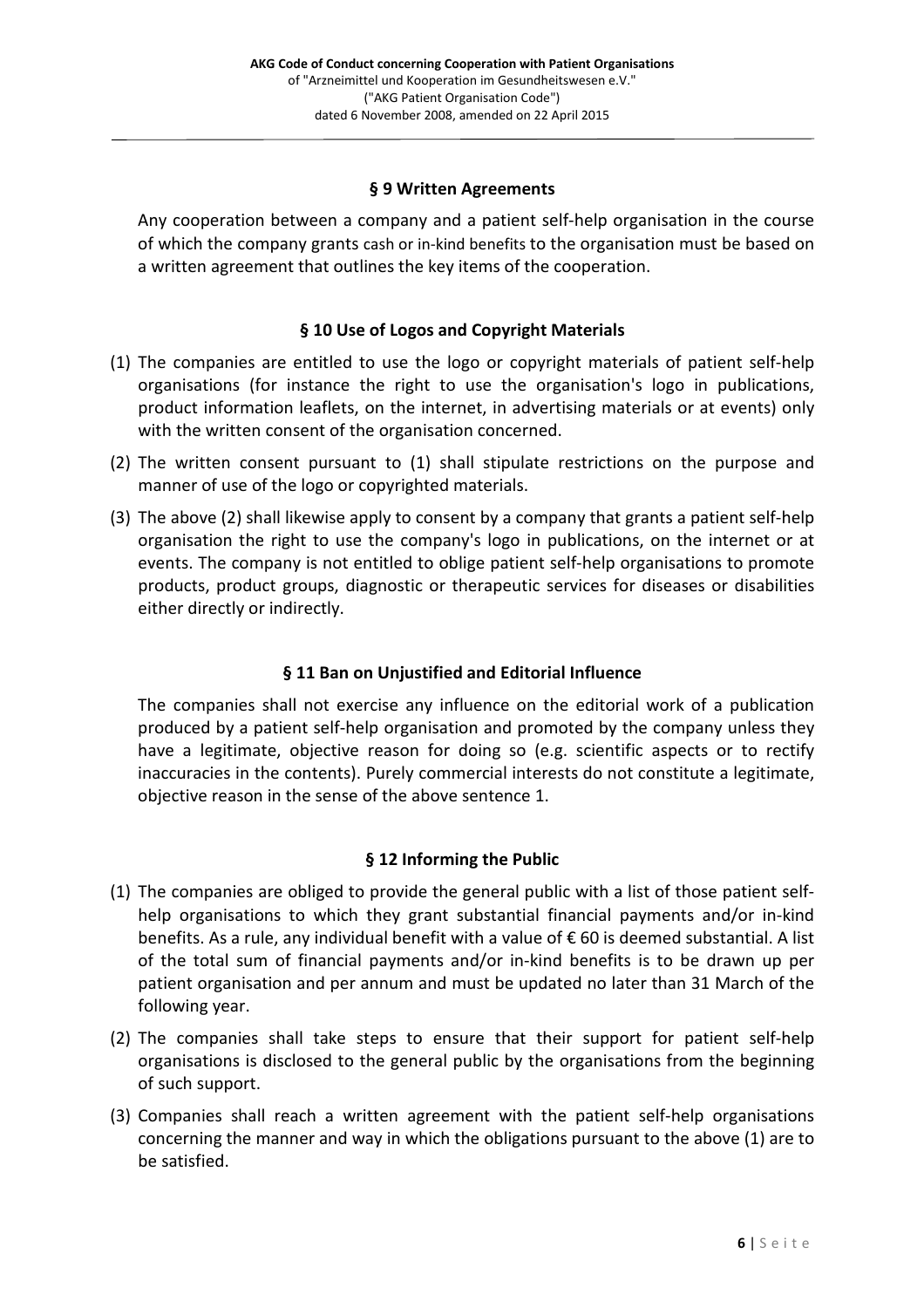## § 9 Written Agreements

Any cooperation between a company and a patient self-help organisation in the course of which the company grants cash or in-kind benefits to the organisation must be based on a written agreement that outlines the key items of the cooperation.

## § 10 Use of Logos and Copyright Materials

(1) The companies are entitled to use the logo or copyright materials of patient self-help organisations (for instance the right to use the organisation's logo in publications, product information leaflets, on the internet, in advertising materials or at events) only with the written consent of the organisation concerned.

(2) The written consent pursuant to (1) shall stipulate restrictions on the purpose and manner of use of the logo or copyrighted materials.

(3) The above (2) shall likewise apply to consent by a company that grants a patient self-help organisation the right to use the company's logo in publications, on the internet or at events. The company is not entitled to oblige patient self-help organisations to promote products, product groups, diagnostic or therapeutic services for diseases or disabilities either directly or indirectly.

## § 11 Ban on Unjustified and Editorial Influence

The companies shall not exercise any influence on the editorial work of a publication produced by a patient self-help organisation and promoted by the company unless they have a legitimate, objective reason for doing so (e.g. scientific aspects or to rectify inaccuracies in the contents). Purely commercial interests do not constitute a legitimate, objective reason in the sense of the above sentence 1.

## § 12 Informing the Public

(1) The companies are obliged to provide the general public with a list of those patient self-help organisations to which they grant substantial financial payments and/or in-kind benefits. As a rule, any individual benefit with a value of € 60 is deemed substantial. A list of the total sum of financial payments and/or in-kind benefits is to be drawn up per patient organisation and per annum and must be updated no later than 31 March of the following year.

(2) The companies shall take steps to ensure that their support for patient self-help organisations is disclosed to the general public by the organisations from the beginning of such support.

(3) Companies shall reach a written agreement with the patient self-help organisations concerning the manner and way in which the obligations pursuant to the above (1) are to be satisfied.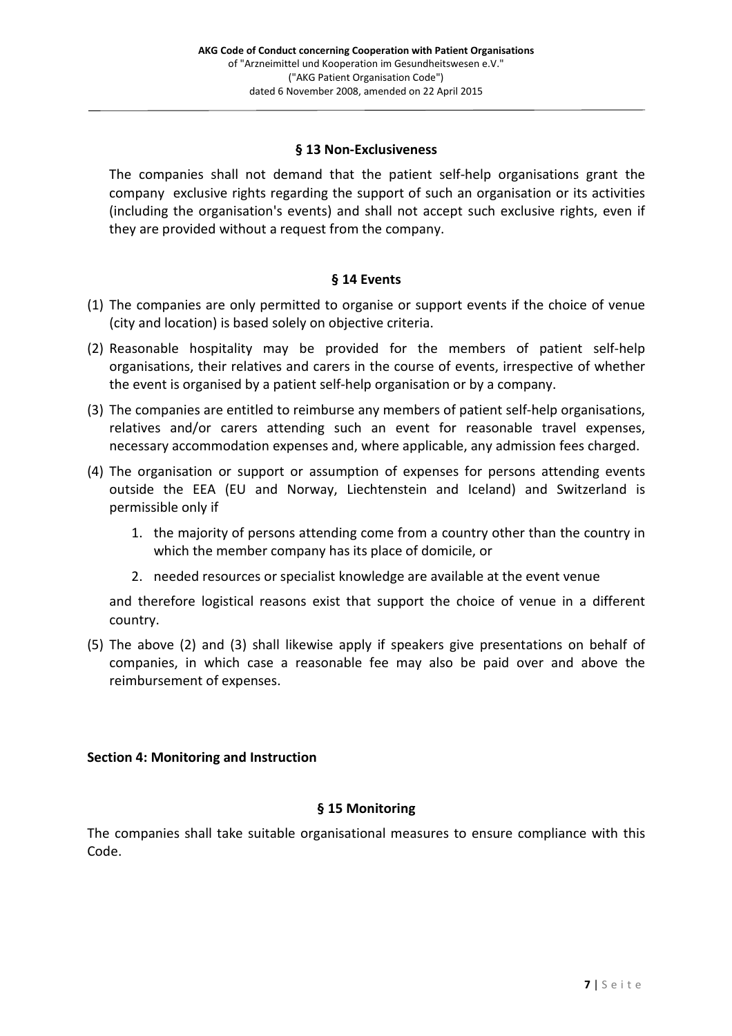### § 13 Non-Exclusiveness

The companies shall not demand that the patient self-help organisations grant the company exclusive rights regarding the support of such an organisation or its activities (including the organisation's events) and shall not accept such exclusive rights, even if they are provided without a request from the company.

### § 14 Events

(1) The companies are only permitted to organise or support events if the choice of venue (city and location) is based solely on objective criteria.

(2) Reasonable hospitality may be provided for the members of patient self-help organisations, their relatives and carers in the course of events, irrespective of whether the event is organised by a patient self-help organisation or by a company.

(3) The companies are entitled to reimburse any members of patient self-help organisations, relatives and/or carers attending such an event for reasonable travel expenses, necessary accommodation expenses and, where applicable, any admission fees charged.

(4) The organisation or support or assumption of expenses for persons attending events outside the EEA (EU and Norway, Liechtenstein and Iceland) and Switzerland is permissible only if

1. the majority of persons attending come from a country other than the country in which the member company has its place of domicile, or
2. needed resources or specialist knowledge are available at the event venue

and therefore logistical reasons exist that support the choice of venue in a different country.

(5) The above (2) and (3) shall likewise apply if speakers give presentations on behalf of companies, in which case a reasonable fee may also be paid over and above the reimbursement of expenses.

## Section 4: Monitoring and Instruction

### § 15 Monitoring

The companies shall take suitable organisational measures to ensure compliance with this Code.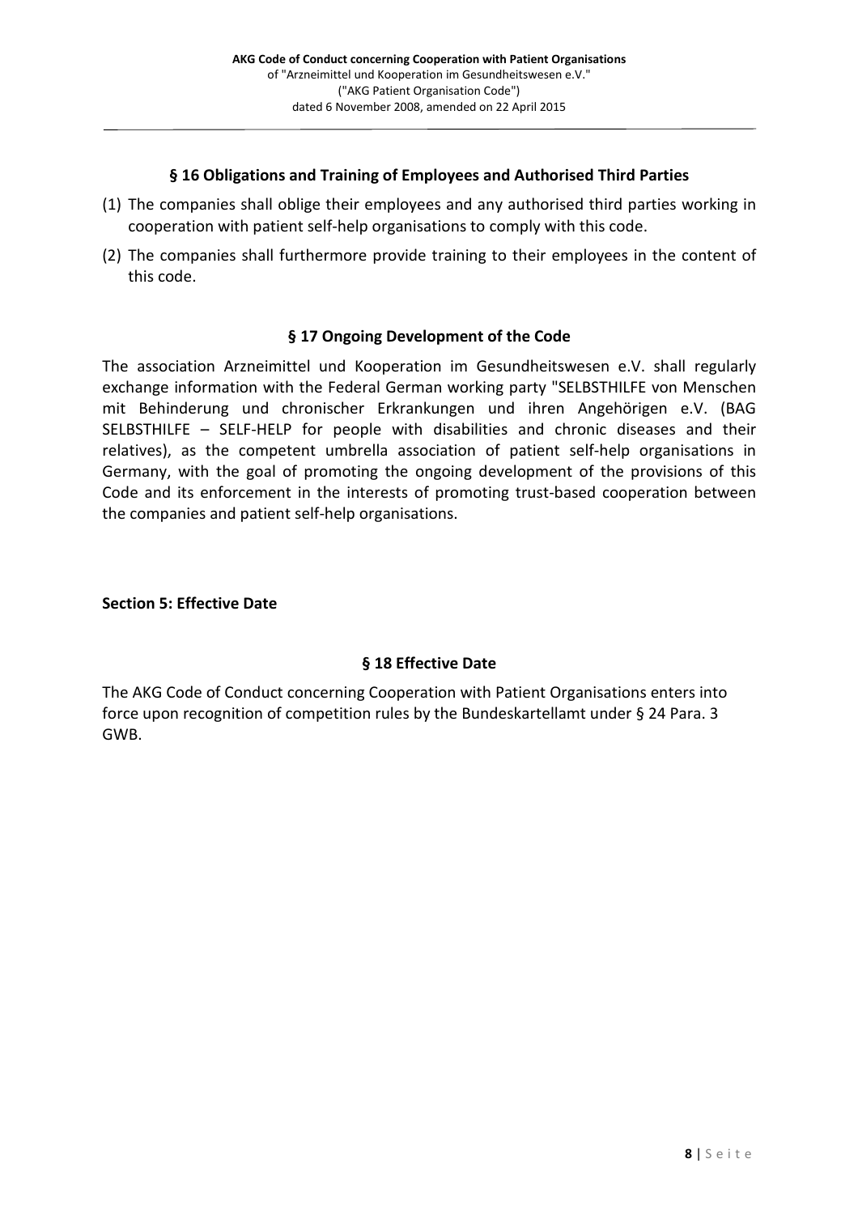### § 16 Obligations and Training of Employees and Authorised Third Parties

(1) The companies shall oblige their employees and any authorised third parties working in cooperation with patient self-help organisations to comply with this code.

(2) The companies shall furthermore provide training to their employees in the content of this code.

### § 17 Ongoing Development of the Code

The association Arzneimittel und Kooperation im Gesundheitswesen e.V. shall regularly exchange information with the Federal German working party "SELBSTHILFE von Menschen mit Behinderung und chronischer Erkrankungen und ihren Angehörigen e.V. (BAG SELBSTHILFE – SELF-HELP for people with disabilities and chronic diseases and their relatives), as the competent umbrella association of patient self-help organisations in Germany, with the goal of promoting the ongoing development of the provisions of this Code and its enforcement in the interests of promoting trust-based cooperation between the companies and patient self-help organisations.

## Section 5: Effective Date

### § 18 Effective Date

The AKG Code of Conduct concerning Cooperation with Patient Organisations enters into force upon recognition of competition rules by the Bundeskartellamt under § 24 Para. 3 GWB.